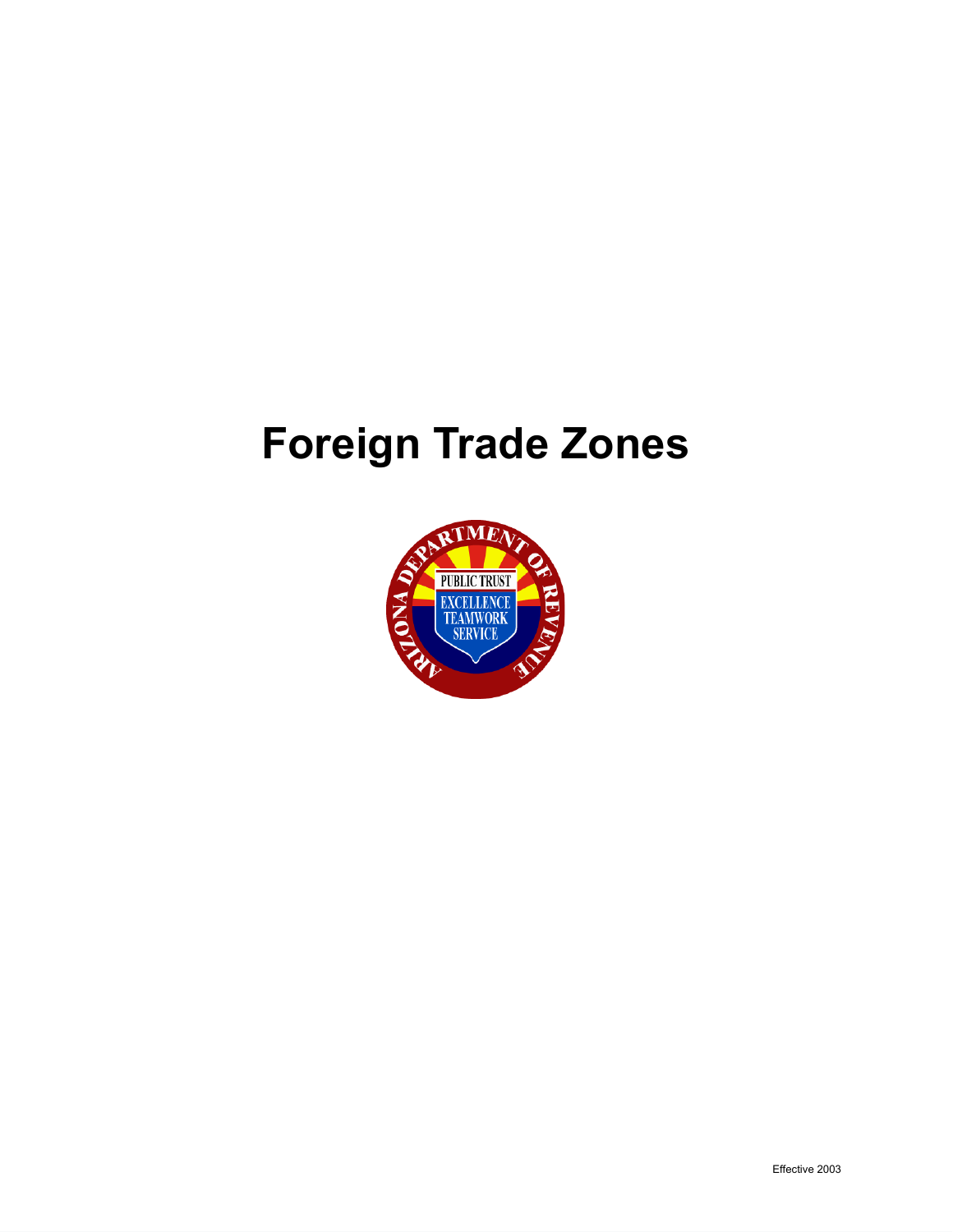# Foreign Trade Zones

Effective 2003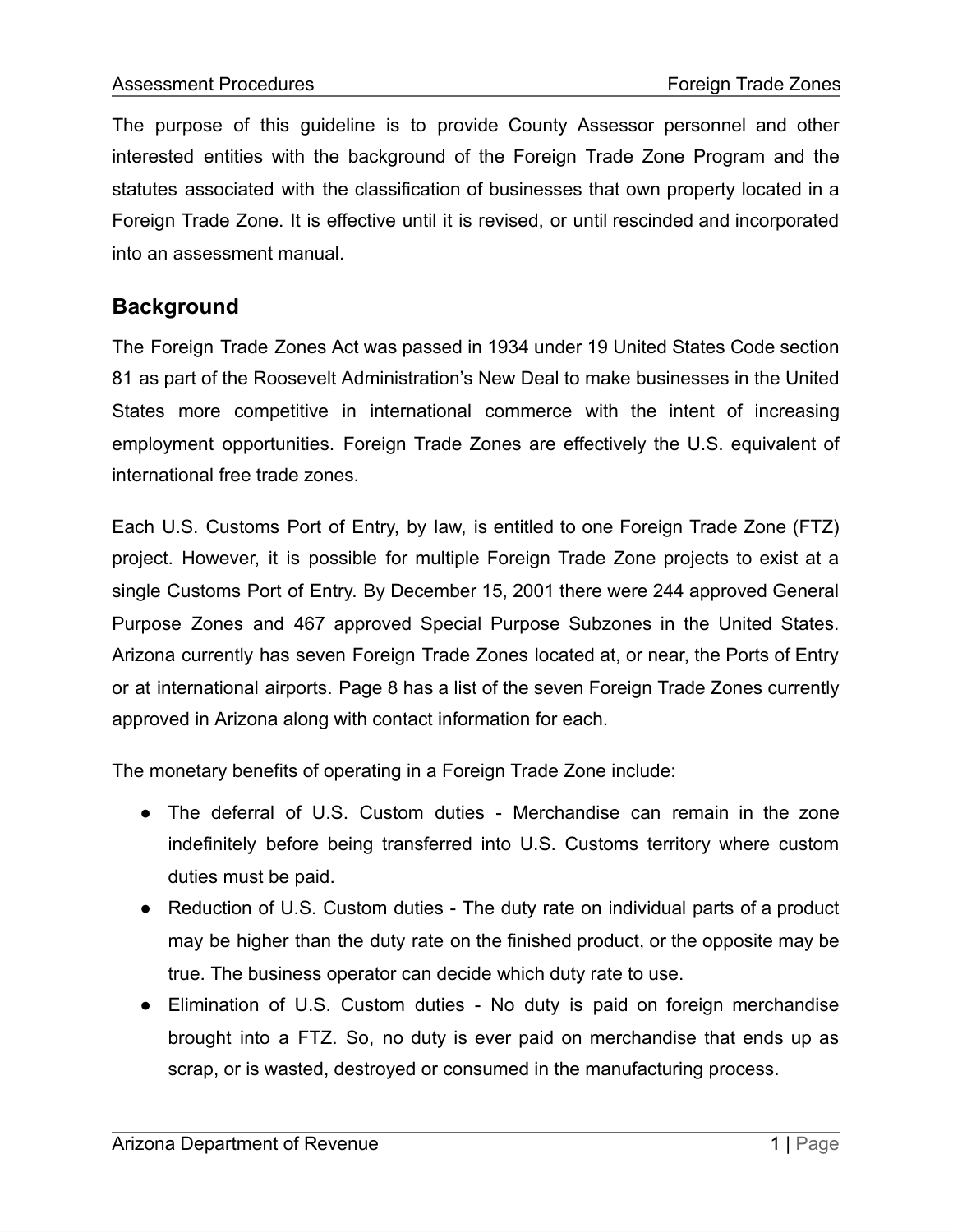The purpose of this guideline is to provide County Assessor personnel and other interested entities with the background of the Foreign Trade Zone Program and the statutes associated with the classification of businesses that own property located in a Foreign Trade Zone. It is effective until it is revised, or until rescinded and incorporated into an assessment manual.

## Background

The Foreign Trade Zones Act was passed in 1934 under 19 United States Code section 81 as part of the Roosevelt Administration's New Deal to make businesses in the United States more competitive in international commerce with the intent of increasing employment opportunities. Foreign Trade Zones are effectively the U.S. equivalent of international free trade zones.

Each U.S. Customs Port of Entry, by law, is entitled to one Foreign Trade Zone (FTZ) project. However, it is possible for multiple Foreign Trade Zone projects to exist at a single Customs Port of Entry. By December 15, 2001 there were 244 approved General Purpose Zones and 467 approved Special Purpose Subzones in the United States. Arizona currently has seven Foreign Trade Zones located at, or near, the Ports of Entry or at international airports. Page 8 has a list of the seven Foreign Trade Zones currently approved in Arizona along with contact information for each.

The monetary benefits of operating in a Foreign Trade Zone include:

- The deferral of U.S. Custom duties - Merchandise can remain in the zone indefinitely before being transferred into U.S. Customs territory where custom duties must be paid.
- Reduction of U.S. Custom duties - The duty rate on individual parts of a product may be higher than the duty rate on the finished product, or the opposite may be true. The business operator can decide which duty rate to use.
- Elimination of U.S. Custom duties - No duty is paid on foreign merchandise brought into a FTZ. So, no duty is ever paid on merchandise that ends up as scrap, or is wasted, destroyed or consumed in the manufacturing process.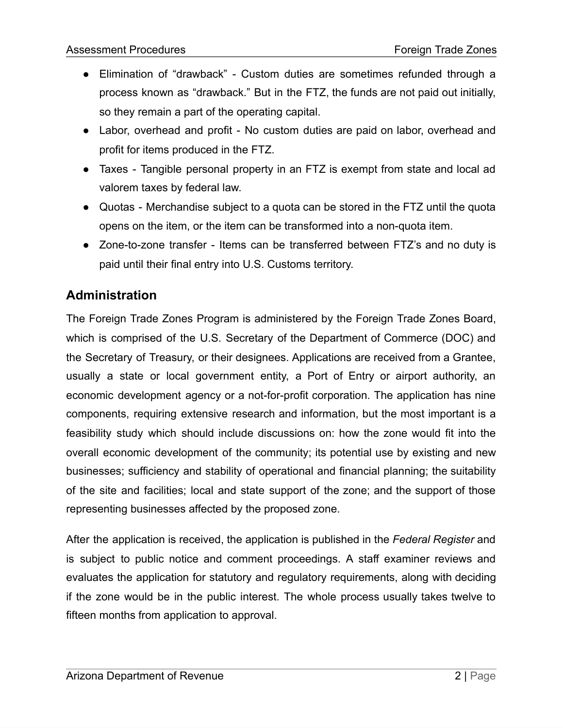- Elimination of “drawback” - Custom duties are sometimes refunded through a process known as “drawback.” But in the FTZ, the funds are not paid out initially, so they remain a part of the operating capital.
- Labor, overhead and profit - No custom duties are paid on labor, overhead and profit for items produced in the FTZ.
- Taxes - Tangible personal property in an FTZ is exempt from state and local ad valorem taxes by federal law.
- Quotas - Merchandise subject to a quota can be stored in the FTZ until the quota opens on the item, or the item can be transformed into a non-quota item.
- Zone-to-zone transfer - Items can be transferred between FTZ’s and no duty is paid until their final entry into U.S. Customs territory.

## Administration

The Foreign Trade Zones Program is administered by the Foreign Trade Zones Board, which is comprised of the U.S. Secretary of the Department of Commerce (DOC) and the Secretary of Treasury, or their designees. Applications are received from a Grantee, usually a state or local government entity, a Port of Entry or airport authority, an economic development agency or a not-for-profit corporation. The application has nine components, requiring extensive research and information, but the most important is a feasibility study which should include discussions on: how the zone would fit into the overall economic development of the community; its potential use by existing and new businesses; sufficiency and stability of operational and financial planning; the suitability of the site and facilities; local and state support of the zone; and the support of those representing businesses affected by the proposed zone.

After the application is received, the application is published in the *Federal Register* and is subject to public notice and comment proceedings. A staff examiner reviews and evaluates the application for statutory and regulatory requirements, along with deciding if the zone would be in the public interest. The whole process usually takes twelve to fifteen months from application to approval.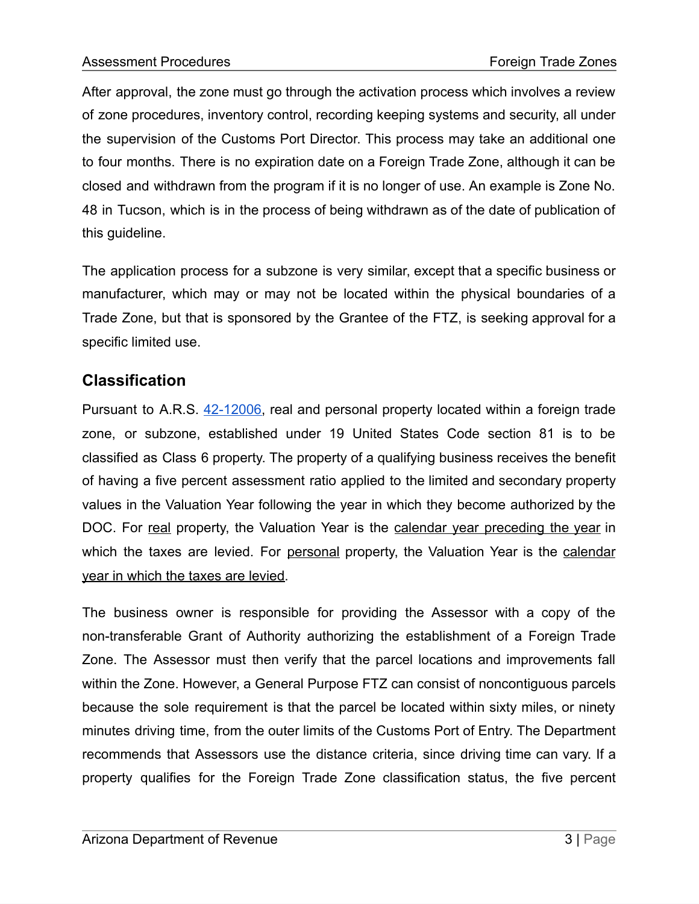After approval, the zone must go through the activation process which involves a review of zone procedures, inventory control, recording keeping systems and security, all under the supervision of the Customs Port Director. This process may take an additional one to four months. There is no expiration date on a Foreign Trade Zone, although it can be closed and withdrawn from the program if it is no longer of use. An example is Zone No. 48 in Tucson, which is in the process of being withdrawn as of the date of publication of this guideline.

The application process for a subzone is very similar, except that a specific business or manufacturer, which may or may not be located within the physical boundaries of a Trade Zone, but that is sponsored by the Grantee of the FTZ, is seeking approval for a specific limited use.

## Classification

Pursuant to A.R.S. [42-12006](), real and personal property located within a foreign trade zone, or subzone, established under 19 United States Code section 81 is to be classified as Class 6 property. The property of a qualifying business receives the benefit of having a five percent assessment ratio applied to the limited and secondary property values in the Valuation Year following the year in which they become authorized by the DOC. For <u>real</u> property, the Valuation Year is the <u>calendar year preceding the year</u> in which the taxes are levied. For <u>personal</u> property, the Valuation Year is the <u>calendar year in which the taxes are levied</u>.

The business owner is responsible for providing the Assessor with a copy of the non-transferable Grant of Authority authorizing the establishment of a Foreign Trade Zone. The Assessor must then verify that the parcel locations and improvements fall within the Zone. However, a General Purpose FTZ can consist of noncontiguous parcels because the sole requirement is that the parcel be located within sixty miles, or ninety minutes driving time, from the outer limits of the Customs Port of Entry. The Department recommends that Assessors use the distance criteria, since driving time can vary. If a property qualifies for the Foreign Trade Zone classification status, the five percent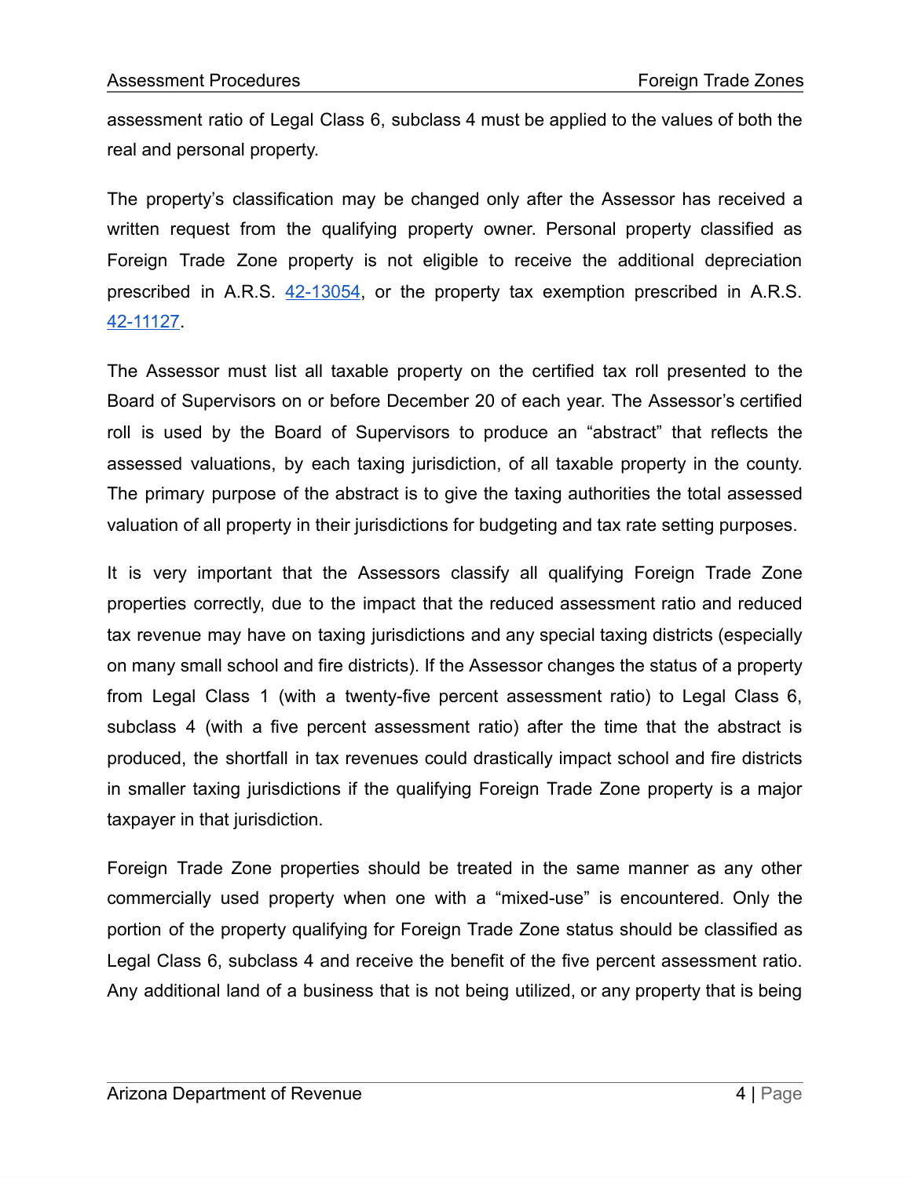assessment ratio of Legal Class 6, subclass 4 must be applied to the values of both the real and personal property.

The property's classification may be changed only after the Assessor has received a written request from the qualifying property owner. Personal property classified as Foreign Trade Zone property is not eligible to receive the additional depreciation prescribed in A.R.S. 42-13054, or the property tax exemption prescribed in A.R.S. 42-11127.

The Assessor must list all taxable property on the certified tax roll presented to the Board of Supervisors on or before December 20 of each year. The Assessor's certified roll is used by the Board of Supervisors to produce an "abstract" that reflects the assessed valuations, by each taxing jurisdiction, of all taxable property in the county. The primary purpose of the abstract is to give the taxing authorities the total assessed valuation of all property in their jurisdictions for budgeting and tax rate setting purposes.

It is very important that the Assessors classify all qualifying Foreign Trade Zone properties correctly, due to the impact that the reduced assessment ratio and reduced tax revenue may have on taxing jurisdictions and any special taxing districts (especially on many small school and fire districts). If the Assessor changes the status of a property from Legal Class 1 (with a twenty-five percent assessment ratio) to Legal Class 6, subclass 4 (with a five percent assessment ratio) after the time that the abstract is produced, the shortfall in tax revenues could drastically impact school and fire districts in smaller taxing jurisdictions if the qualifying Foreign Trade Zone property is a major taxpayer in that jurisdiction.

Foreign Trade Zone properties should be treated in the same manner as any other commercially used property when one with a "mixed-use" is encountered. Only the portion of the property qualifying for Foreign Trade Zone status should be classified as Legal Class 6, subclass 4 and receive the benefit of the five percent assessment ratio. Any additional land of a business that is not being utilized, or any property that is being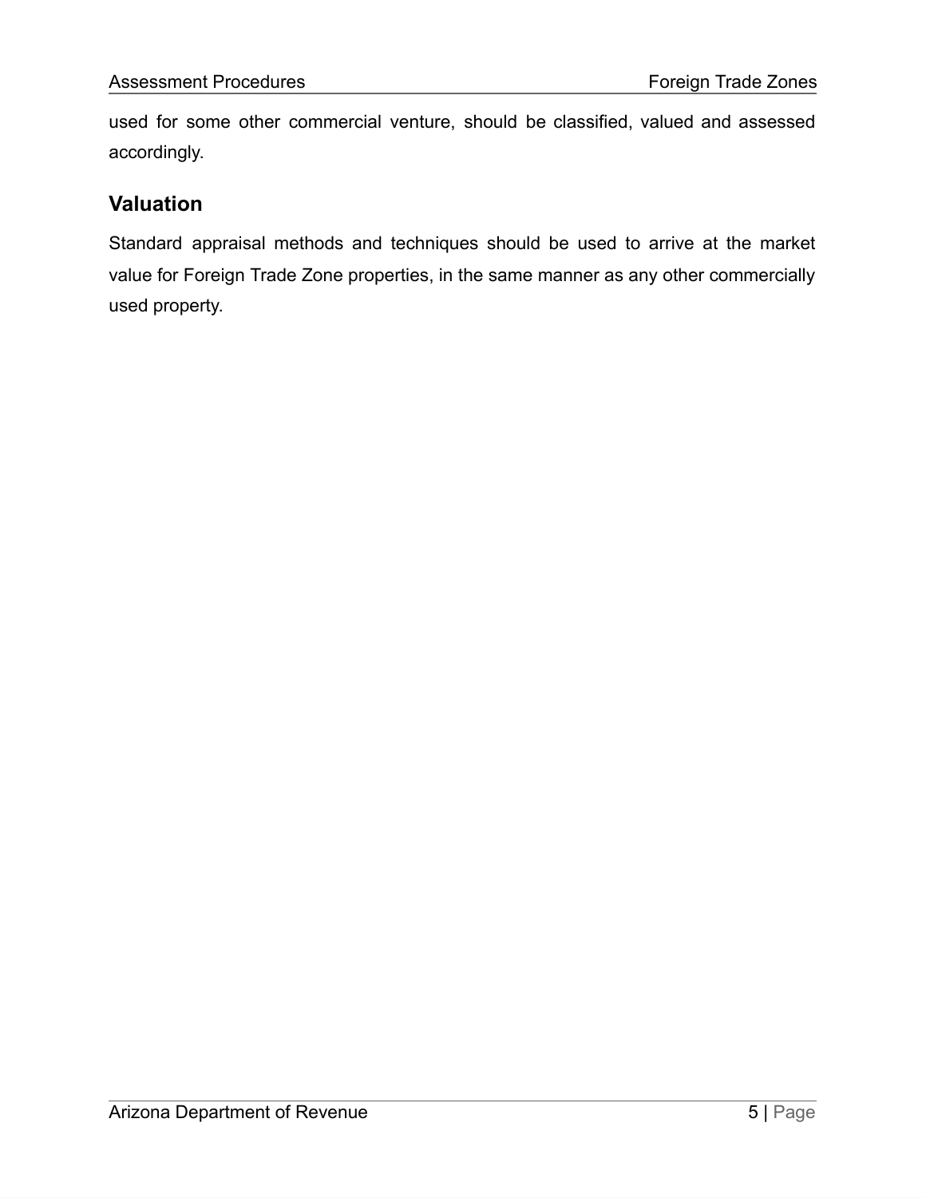used for some other commercial venture, should be classified, valued and assessed accordingly.

## Valuation

Standard appraisal methods and techniques should be used to arrive at the market value for Foreign Trade Zone properties, in the same manner as any other commercially used property.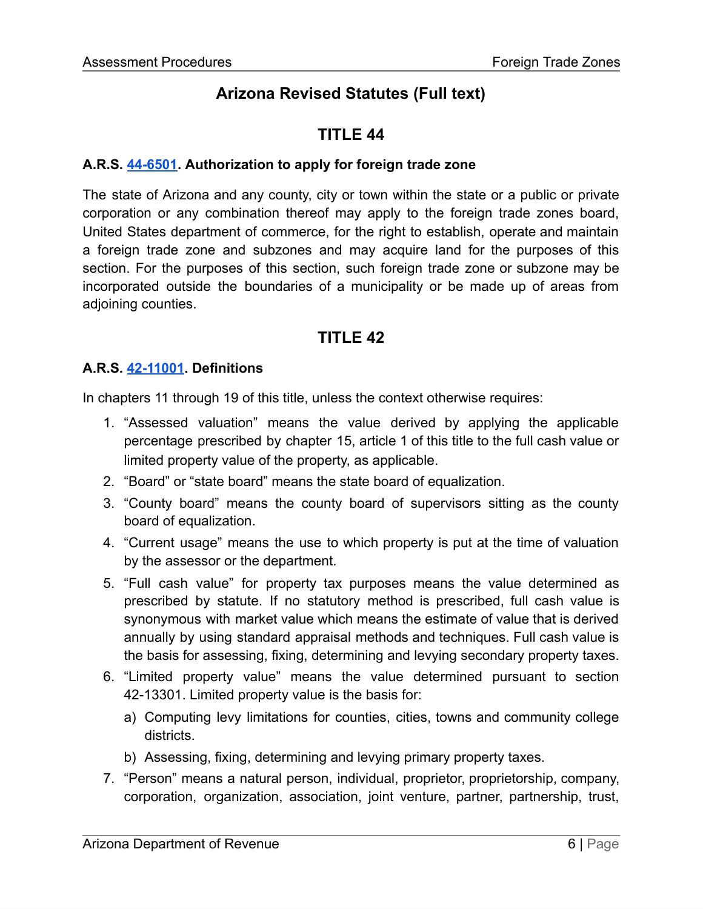## Arizona Revised Statutes (Full text)

## TITLE 44

### A.R.S. 44-6501. Authorization to apply for foreign trade zone

The state of Arizona and any county, city or town within the state or a public or private corporation or any combination thereof may apply to the foreign trade zones board, United States department of commerce, for the right to establish, operate and maintain a foreign trade zone and subzones and may acquire land for the purposes of this section. For the purposes of this section, such foreign trade zone or subzone may be incorporated outside the boundaries of a municipality or be made up of areas from adjoining counties.

## TITLE 42

### A.R.S. 42-11001. Definitions

In chapters 11 through 19 of this title, unless the context otherwise requires:

1. "Assessed valuation" means the value derived by applying the applicable percentage prescribed by chapter 15, article 1 of this title to the full cash value or limited property value of the property, as applicable.
2. "Board" or "state board" means the state board of equalization.
3. "County board" means the county board of supervisors sitting as the county board of equalization.
4. "Current usage" means the use to which property is put at the time of valuation by the assessor or the department.
5. "Full cash value" for property tax purposes means the value determined as prescribed by statute. If no statutory method is prescribed, full cash value is synonymous with market value which means the estimate of value that is derived annually by using standard appraisal methods and techniques. Full cash value is the basis for assessing, fixing, determining and levying secondary property taxes.
6. "Limited property value" means the value determined pursuant to section 42-13301. Limited property value is the basis for:
   a) Computing levy limitations for counties, cities, towns and community college districts.
   b) Assessing, fixing, determining and levying primary property taxes.
7. "Person" means a natural person, individual, proprietor, proprietorship, company, corporation, organization, association, joint venture, partner, partnership, trust,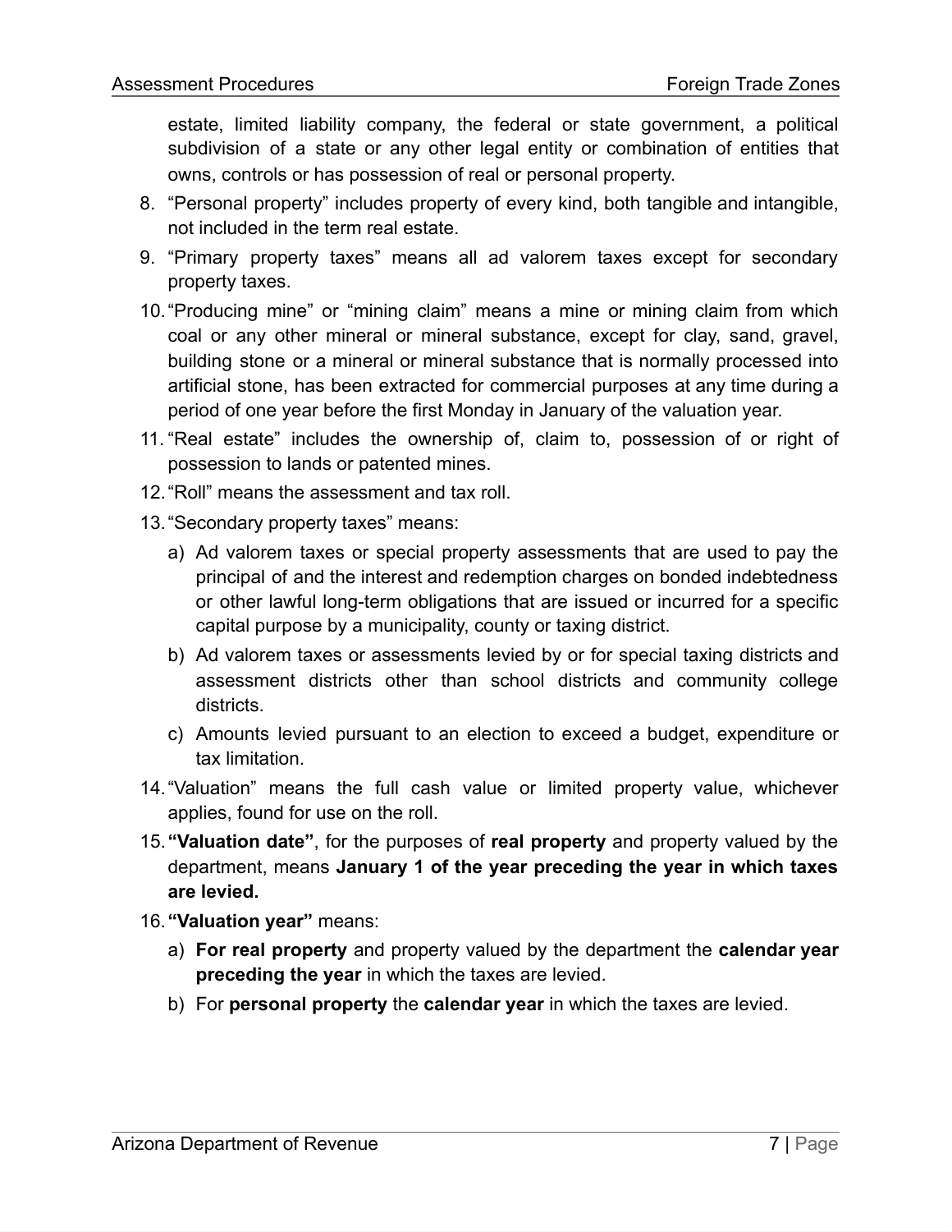estate, limited liability company, the federal or state government, a political subdivision of a state or any other legal entity or combination of entities that owns, controls or has possession of real or personal property.

8. "Personal property" includes property of every kind, both tangible and intangible, not included in the term real estate.
9. "Primary property taxes" means all ad valorem taxes except for secondary property taxes.
10. "Producing mine" or "mining claim" means a mine or mining claim from which coal or any other mineral or mineral substance, except for clay, sand, gravel, building stone or a mineral or mineral substance that is normally processed into artificial stone, has been extracted for commercial purposes at any time during a period of one year before the first Monday in January of the valuation year.
11. "Real estate" includes the ownership of, claim to, possession of or right of possession to lands or patented mines.
12. "Roll" means the assessment and tax roll.
13. "Secondary property taxes" means:
    a) Ad valorem taxes or special property assessments that are used to pay the principal of and the interest and redemption charges on bonded indebtedness or other lawful long-term obligations that are issued or incurred for a specific capital purpose by a municipality, county or taxing district.
    b) Ad valorem taxes or assessments levied by or for special taxing districts and assessment districts other than school districts and community college districts.
    c) Amounts levied pursuant to an election to exceed a budget, expenditure or tax limitation.
14. "Valuation" means the full cash value or limited property value, whichever applies, found for use on the roll.
15. **"Valuation date"**, for the purposes of **real property** and property valued by the department, means **January 1 of the year preceding the year in which taxes are levied.**
16. **"Valuation year"** means:
    a) **For real property** and property valued by the department the **calendar year preceding the year** in which the taxes are levied.
    b) For **personal property** the **calendar year** in which the taxes are levied.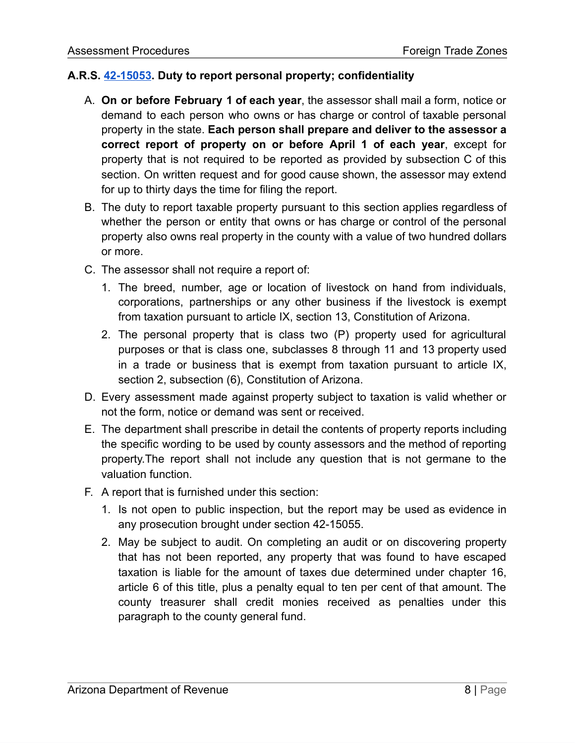### A.R.S. [42-15053](42-15053). Duty to report personal property; confidentiality

A. **On or before February 1 of each year**, the assessor shall mail a form, notice or demand to each person who owns or has charge or control of taxable personal property in the state. **Each person shall prepare and deliver to the assessor a correct report of property on or before April 1 of each year**, except for property that is not required to be reported as provided by subsection C of this section. On written request and for good cause shown, the assessor may extend for up to thirty days the time for filing the report.

B. The duty to report taxable property pursuant to this section applies regardless of whether the person or entity that owns or has charge or control of the personal property also owns real property in the county with a value of two hundred dollars or more.

C. The assessor shall not require a report of:

   1. The breed, number, age or location of livestock on hand from individuals, corporations, partnerships or any other business if the livestock is exempt from taxation pursuant to article IX, section 13, Constitution of Arizona.
   2. The personal property that is class two (P) property used for agricultural purposes or that is class one, subclasses 8 through 11 and 13 property used in a trade or business that is exempt from taxation pursuant to article IX, section 2, subsection (6), Constitution of Arizona.

D. Every assessment made against property subject to taxation is valid whether or not the form, notice or demand was sent or received.

E. The department shall prescribe in detail the contents of property reports including the specific wording to be used by county assessors and the method of reporting property.The report shall not include any question that is not germane to the valuation function.

F. A report that is furnished under this section:

   1. Is not open to public inspection, but the report may be used as evidence in any prosecution brought under section 42-15055.
   2. May be subject to audit. On completing an audit or on discovering property that has not been reported, any property that was found to have escaped taxation is liable for the amount of taxes due determined under chapter 16, article 6 of this title, plus a penalty equal to ten per cent of that amount. The county treasurer shall credit monies received as penalties under this paragraph to the county general fund.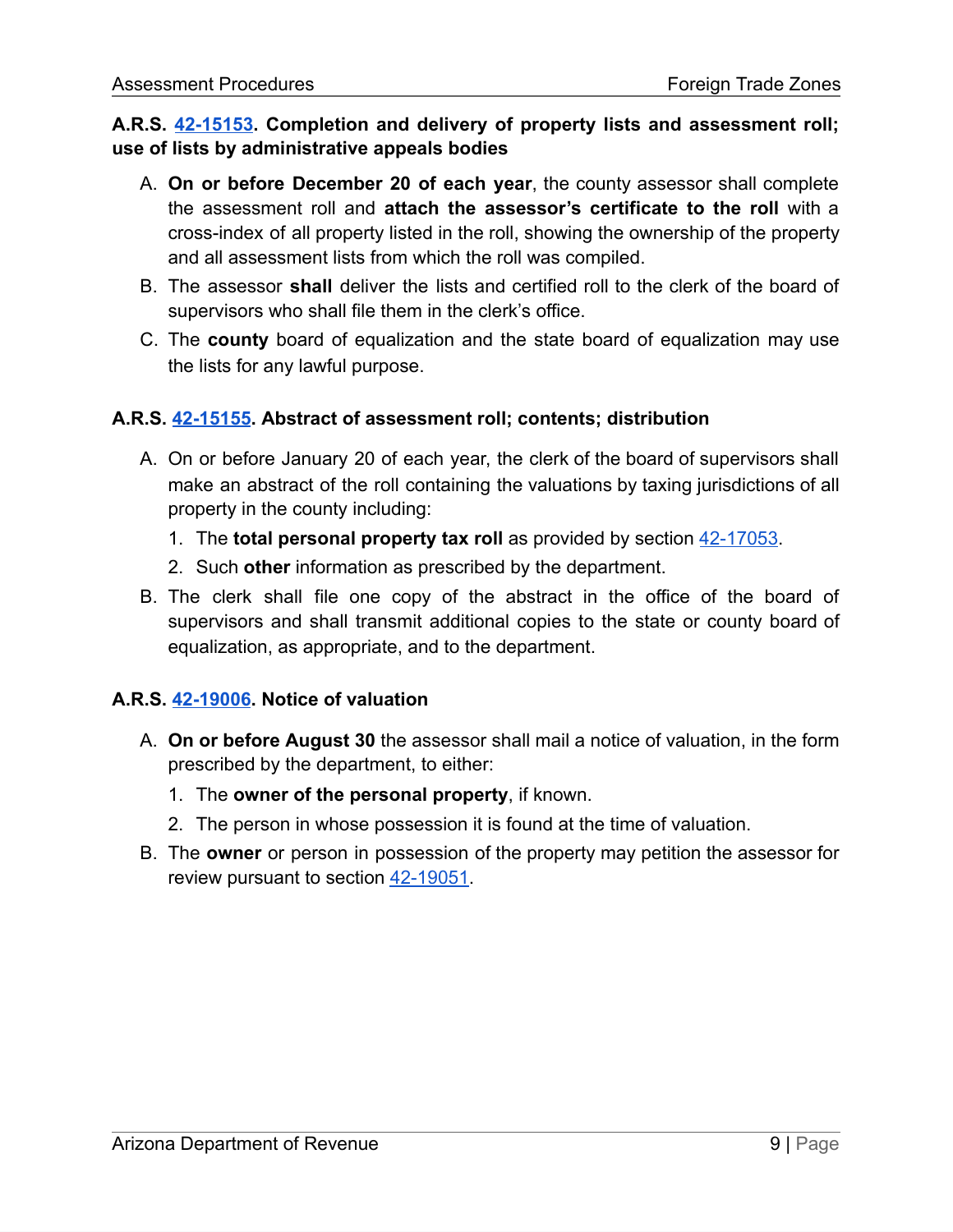### A.R.S. [42-15153](42-15153). Completion and delivery of property lists and assessment roll; use of lists by administrative appeals bodies

A. **On or before December 20 of each year**, the county assessor shall complete the assessment roll and **attach the assessor's certificate to the roll** with a cross-index of all property listed in the roll, showing the ownership of the property and all assessment lists from which the roll was compiled.

B. The assessor **shall** deliver the lists and certified roll to the clerk of the board of supervisors who shall file them in the clerk's office.

C. The **county** board of equalization and the state board of equalization may use the lists for any lawful purpose.

### A.R.S. [42-15155](42-15155). Abstract of assessment roll; contents; distribution

A. On or before January 20 of each year, the clerk of the board of supervisors shall make an abstract of the roll containing the valuations by taxing jurisdictions of all property in the county including:

   1. The **total personal property tax roll** as provided by section [42-17053](42-17053).
   2. Such **other** information as prescribed by the department.

B. The clerk shall file one copy of the abstract in the office of the board of supervisors and shall transmit additional copies to the state or county board of equalization, as appropriate, and to the department.

### A.R.S. [42-19006](42-19006). Notice of valuation

A. **On or before August 30** the assessor shall mail a notice of valuation, in the form prescribed by the department, to either:

   1. The **owner of the personal property**, if known.
   2. The person in whose possession it is found at the time of valuation.

B. The **owner** or person in possession of the property may petition the assessor for review pursuant to section [42-19051](42-19051).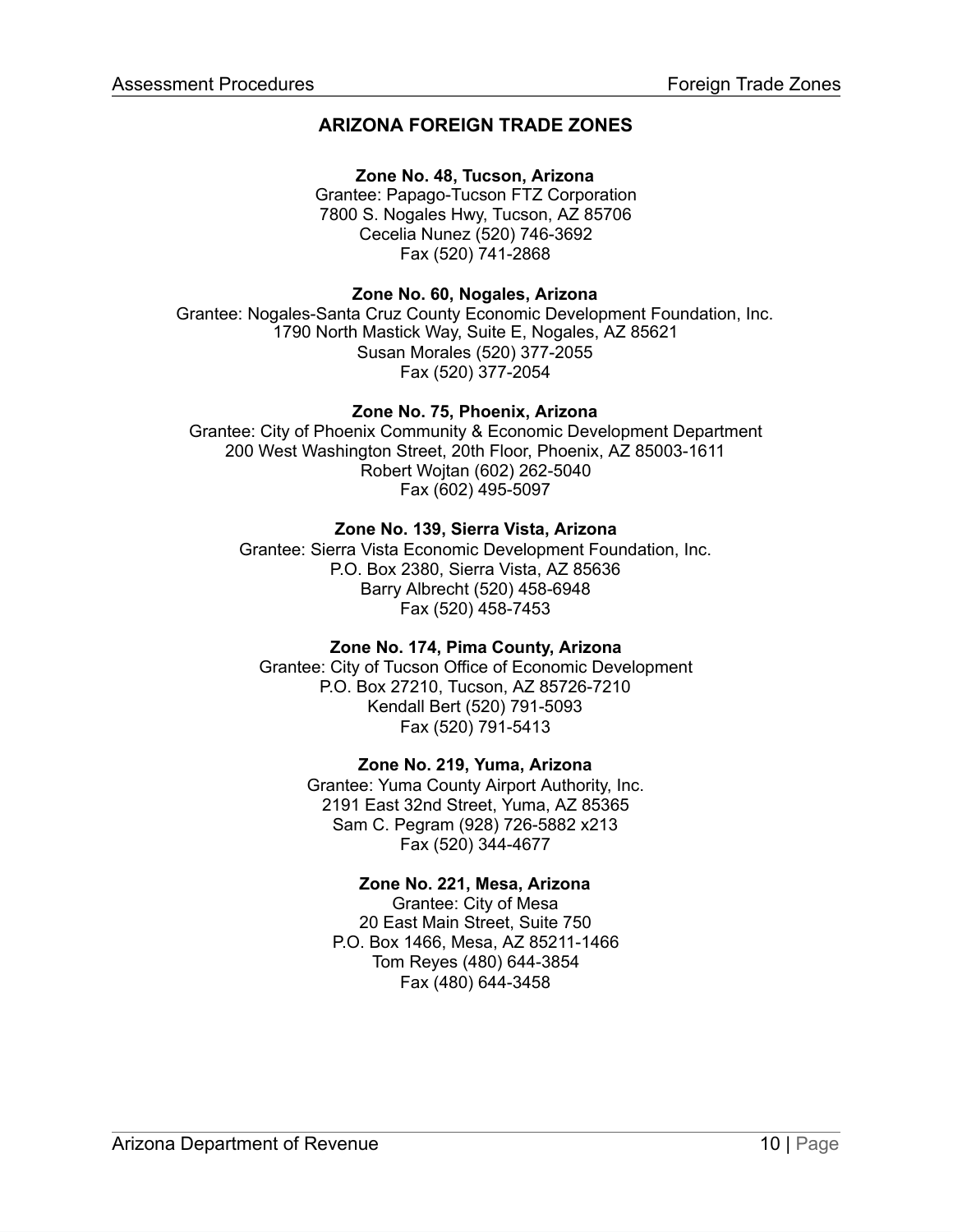## ARIZONA FOREIGN TRADE ZONES

**Zone No. 48, Tucson, Arizona**
Grantee: Papago-Tucson FTZ Corporation
7800 S. Nogales Hwy, Tucson, AZ 85706
Cecelia Nunez (520) 746-3692
Fax (520) 741-2868

**Zone No. 60, Nogales, Arizona**
Grantee: Nogales-Santa Cruz County Economic Development Foundation, Inc.
1790 North Mastick Way, Suite E, Nogales, AZ 85621
Susan Morales (520) 377-2055
Fax (520) 377-2054

**Zone No. 75, Phoenix, Arizona**
Grantee: City of Phoenix Community & Economic Development Department
200 West Washington Street, 20th Floor, Phoenix, AZ 85003-1611
Robert Wojtan (602) 262-5040
Fax (602) 495-5097

**Zone No. 139, Sierra Vista, Arizona**
Grantee: Sierra Vista Economic Development Foundation, Inc.
P.O. Box 2380, Sierra Vista, AZ 85636
Barry Albrecht (520) 458-6948
Fax (520) 458-7453

**Zone No. 174, Pima County, Arizona**
Grantee: City of Tucson Office of Economic Development
P.O. Box 27210, Tucson, AZ 85726-7210
Kendall Bert (520) 791-5093
Fax (520) 791-5413

**Zone No. 219, Yuma, Arizona**
Grantee: Yuma County Airport Authority, Inc.
2191 East 32nd Street, Yuma, AZ 85365
Sam C. Pegram (928) 726-5882 x213
Fax (520) 344-4677

**Zone No. 221, Mesa, Arizona**
Grantee: City of Mesa
20 East Main Street, Suite 750
P.O. Box 1466, Mesa, AZ 85211-1466
Tom Reyes (480) 644-3854
Fax (480) 644-3458